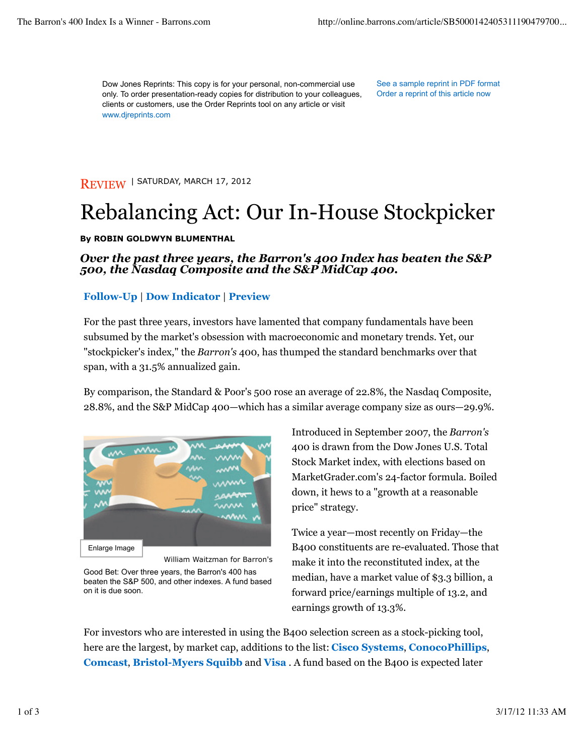Dow Jones Reprints: This copy is for your personal, non-commercial use only. To order presentation-ready copies for distribution to your colleagues, clients or customers, use the Order Reprints tool on any article or visit www.djreprints.com

See a sample reprint in PDF format
Order a reprint of this article now

REVIEW | SATURDAY, MARCH 17, 2012

# Rebalancing Act: Our In-House Stockpicker

**By ROBIN GOLDWYN BLUMENTHAL**

***Over the past three years, the Barron's 400 Index has beaten the S&P 500, the Nasdaq Composite and the S&P MidCap 400.***

**Follow-Up** | **Dow Indicator** | **Preview**

For the past three years, investors have lamented that company fundamentals have been subsumed by the market's obsession with macroeconomic and monetary trends. Yet, our "stockpicker's index," the *Barron's* 400, has thumped the standard benchmarks over that span, with a 31.5% annualized gain.

By comparison, the Standard & Poor's 500 rose an average of 22.8%, the Nasdaq Composite, 28.8%, and the S&P MidCap 400—which has a similar average company size as ours—29.9%.

Enlarge Image

William Waitzman for Barron's

Good Bet: Over three years, the Barron's 400 has beaten the S&P 500, and other indexes. A fund based on it is due soon.

Introduced in September 2007, the *Barron's* 400 is drawn from the Dow Jones U.S. Total Stock Market index, with elections based on MarketGrader.com's 24-factor formula. Boiled down, it hews to a "growth at a reasonable price" strategy.

Twice a year—most recently on Friday—the B400 constituents are re-evaluated. Those that make it into the reconstituted index, at the median, have a market value of $3.3 billion, a forward price/earnings multiple of 13.2, and earnings growth of 13.3%.

For investors who are interested in using the B400 selection screen as a stock-picking tool, here are the largest, by market cap, additions to the list: **Cisco Systems**, **ConocoPhillips**, **Comcast**, **Bristol-Myers Squibb** and **Visa** . A fund based on the B400 is expected later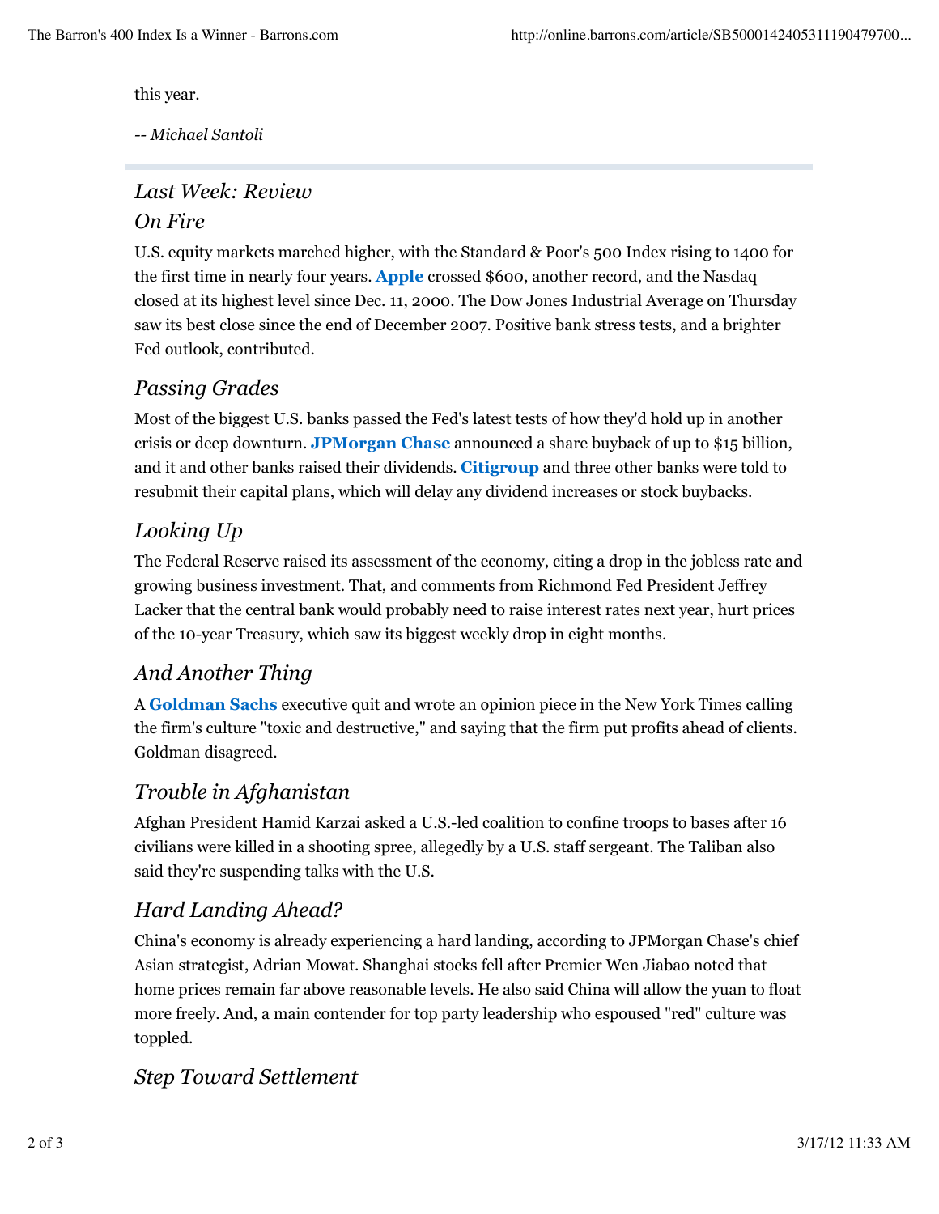this year.

*-- Michael Santoli*

---

## *Last Week: Review*

### *On Fire*

U.S. equity markets marched higher, with the Standard & Poor's 500 Index rising to 1400 for the first time in nearly four years. **Apple** crossed $600, another record, and the Nasdaq closed at its highest level since Dec. 11, 2000. The Dow Jones Industrial Average on Thursday saw its best close since the end of December 2007. Positive bank stress tests, and a brighter Fed outlook, contributed.

### *Passing Grades*

Most of the biggest U.S. banks passed the Fed's latest tests of how they'd hold up in another crisis or deep downturn. **JPMorgan Chase** announced a share buyback of up to $15 billion, and it and other banks raised their dividends. **Citigroup** and three other banks were told to resubmit their capital plans, which will delay any dividend increases or stock buybacks.

### *Looking Up*

The Federal Reserve raised its assessment of the economy, citing a drop in the jobless rate and growing business investment. That, and comments from Richmond Fed President Jeffrey Lacker that the central bank would probably need to raise interest rates next year, hurt prices of the 10-year Treasury, which saw its biggest weekly drop in eight months.

### *And Another Thing*

A **Goldman Sachs** executive quit and wrote an opinion piece in the New York Times calling the firm's culture "toxic and destructive," and saying that the firm put profits ahead of clients. Goldman disagreed.

### *Trouble in Afghanistan*

Afghan President Hamid Karzai asked a U.S.-led coalition to confine troops to bases after 16 civilians were killed in a shooting spree, allegedly by a U.S. staff sergeant. The Taliban also said they're suspending talks with the U.S.

### *Hard Landing Ahead?*

China's economy is already experiencing a hard landing, according to JPMorgan Chase's chief Asian strategist, Adrian Mowat. Shanghai stocks fell after Premier Wen Jiabao noted that home prices remain far above reasonable levels. He also said China will allow the yuan to float more freely. And, a main contender for top party leadership who espoused "red" culture was toppled.

### *Step Toward Settlement*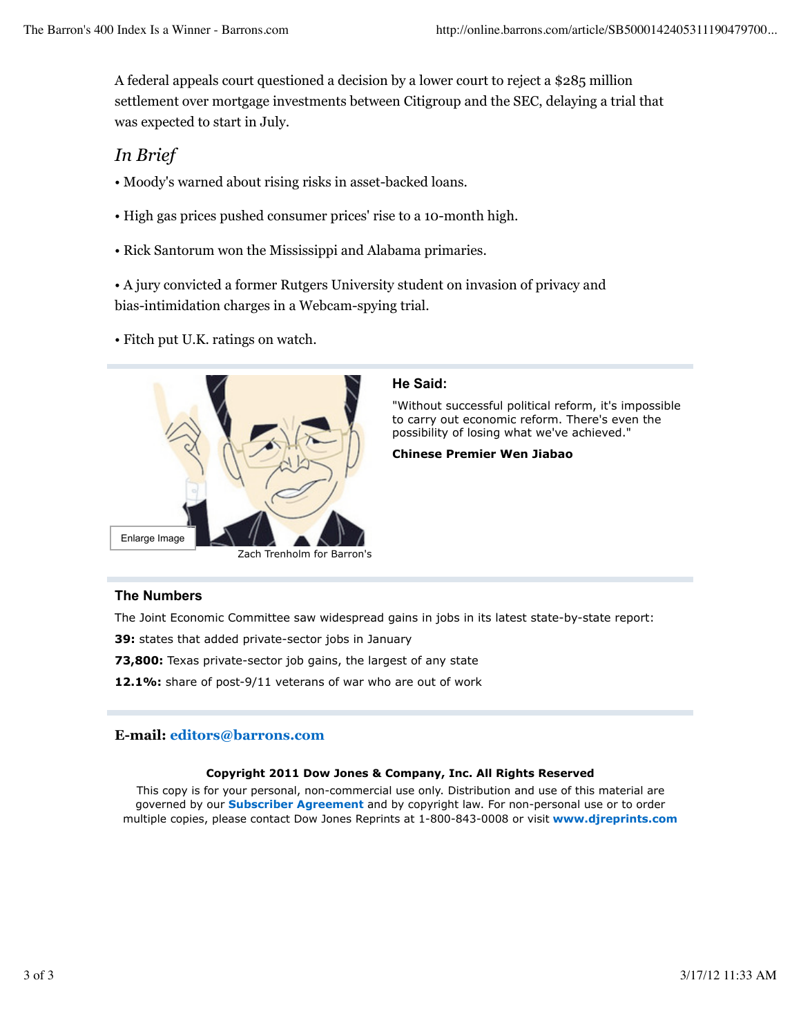A federal appeals court questioned a decision by a lower court to reject a $285 million settlement over mortgage investments between Citigroup and the SEC, delaying a trial that was expected to start in July.

## *In Brief*

- Moody's warned about rising risks in asset-backed loans.
- High gas prices pushed consumer prices' rise to a 10-month high.
- Rick Santorum won the Mississippi and Alabama primaries.
- A jury convicted a former Rutgers University student on invasion of privacy and bias-intimidation charges in a Webcam-spying trial.
- Fitch put U.K. ratings on watch.

Enlarge Image

Zach Trenholm for Barron's

### He Said:

"Without successful political reform, it's impossible to carry out economic reform. There's even the possibility of losing what we've achieved."

**Chinese Premier Wen Jiabao**

### The Numbers

The Joint Economic Committee saw widespread gains in jobs in its latest state-by-state report:

**39:** states that added private-sector jobs in January

**73,800:** Texas private-sector job gains, the largest of any state

**12.1%:** share of post-9/11 veterans of war who are out of work

**E-mail: editors@barrons.com**

**Copyright 2011 Dow Jones & Company, Inc. All Rights Reserved**

This copy is for your personal, non-commercial use only. Distribution and use of this material are governed by our **Subscriber Agreement** and by copyright law. For non-personal use or to order multiple copies, please contact Dow Jones Reprints at 1-800-843-0008 or visit **www.djreprints.com**